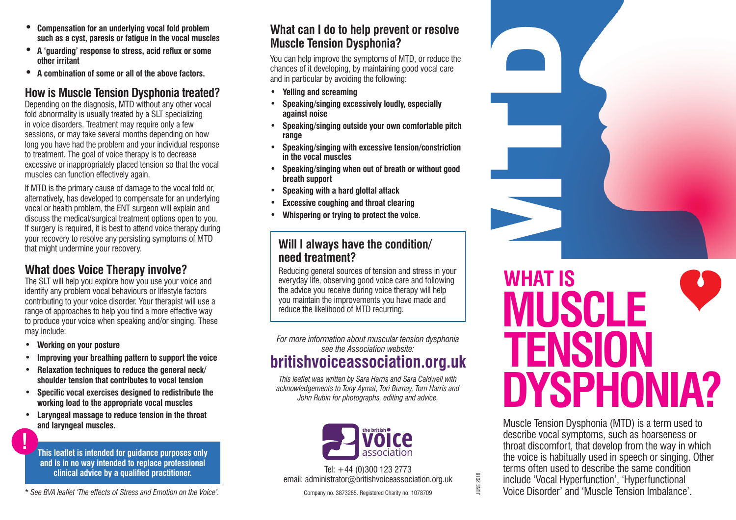- **Compensation for an underlying vocal fold problem such as a cyst, paresis or fatigue in the vocal muscles**
- **A 'guarding' response to stress, acid reflux or some other irritant**
- **A combination of some or all of the above factors.**

## How is Muscle Tension Dysphonia treated?

Depending on the diagnosis, MTD without any other vocal fold abnormality is usually treated by a SLT specializing in voice disorders. Treatment may require only a few sessions, or may take several months depending on how long you have had the problem and your individual response to treatment. The goal of voice therapy is to decrease excessive or inappropriately placed tension so that the vocal muscles can function effectively again.

If MTD is the primary cause of damage to the vocal fold or, alternatively, has developed to compensate for an underlying vocal or health problem, the ENT surgeon will explain and discuss the medical/surgical treatment options open to you. If surgery is required, it is best to attend voice therapy during your recovery to resolve any persisting symptoms of MTD that might undermine your recovery.

## What does Voice Therapy involve?

The SLT will help you explore how you use your voice and identify any problem vocal behaviours or lifestyle factors contributing to your voice disorder. Your therapist will use a range of approaches to help you find a more effective way to produce your voice when speaking and/or singing. These may include:

- **Working on your posture**
- **Improving your breathing pattern to support the voice**
- **Relaxation techniques to reduce the general neck/shoulder tension that contributes to vocal tension**
- **Specific vocal exercises designed to redistribute the working load to the appropriate vocal muscles**
- **Laryngeal massage to reduce tension in the throat and laryngeal muscles.**

**!**

**This leaflet is intended for guidance purposes only and is in no way intended to replace professional clinical advice by a qualified practitioner.**

*\* See BVA leaflet 'The effects of Stress and Emotion on the Voice'.*

## What can I do to help prevent or resolve Muscle Tension Dysphonia?

You can help improve the symptoms of MTD, or reduce the chances of it developing, by maintaining good vocal care and in particular by avoiding the following:

- **Yelling and screaming**
- **Speaking/singing excessively loudly, especially against noise**
- **Speaking/singing outside your own comfortable pitch range**
- **Speaking/singing with excessive tension/constriction in the vocal muscles**
- **Speaking/singing when out of breath or without good breath support**
- **Speaking with a hard glottal attack**
- **Excessive coughing and throat clearing**
- **Whispering or trying to protect the voice**.

### Will I always have the condition/need treatment?

Reducing general sources of tension and stress in your everyday life, observing good voice care and following the advice you receive during voice therapy will help you maintain the improvements you have made and reduce the likelihood of MTD recurring.

*For more information about muscular tension dysphonia see the Association website:*

**britishvoiceassociation.org.uk**

*This leaflet was written by Sara Harris and Sara Caldwell with acknowledgements to Tony Aymat, Tori Burnay, Tom Harris and John Rubin for photographs, editing and advice.*

the british voice association

Tel: +44 (0)300 123 2773
email: administrator@britishvoiceassociation.org.uk

Company no. 3873285. Registered Charity no: 1078709

JUNE 2018

MTD

# WHAT IS MUSCLE TENSION DYSPHONIA?

Muscle Tension Dysphonia (MTD) is a term used to describe vocal symptoms, such as hoarseness or throat discomfort, that develop from the way in which the voice is habitually used in speech or singing. Other terms often used to describe the same condition include 'Vocal Hyperfunction', 'Hyperfunctional Voice Disorder' and 'Muscle Tension Imbalance'.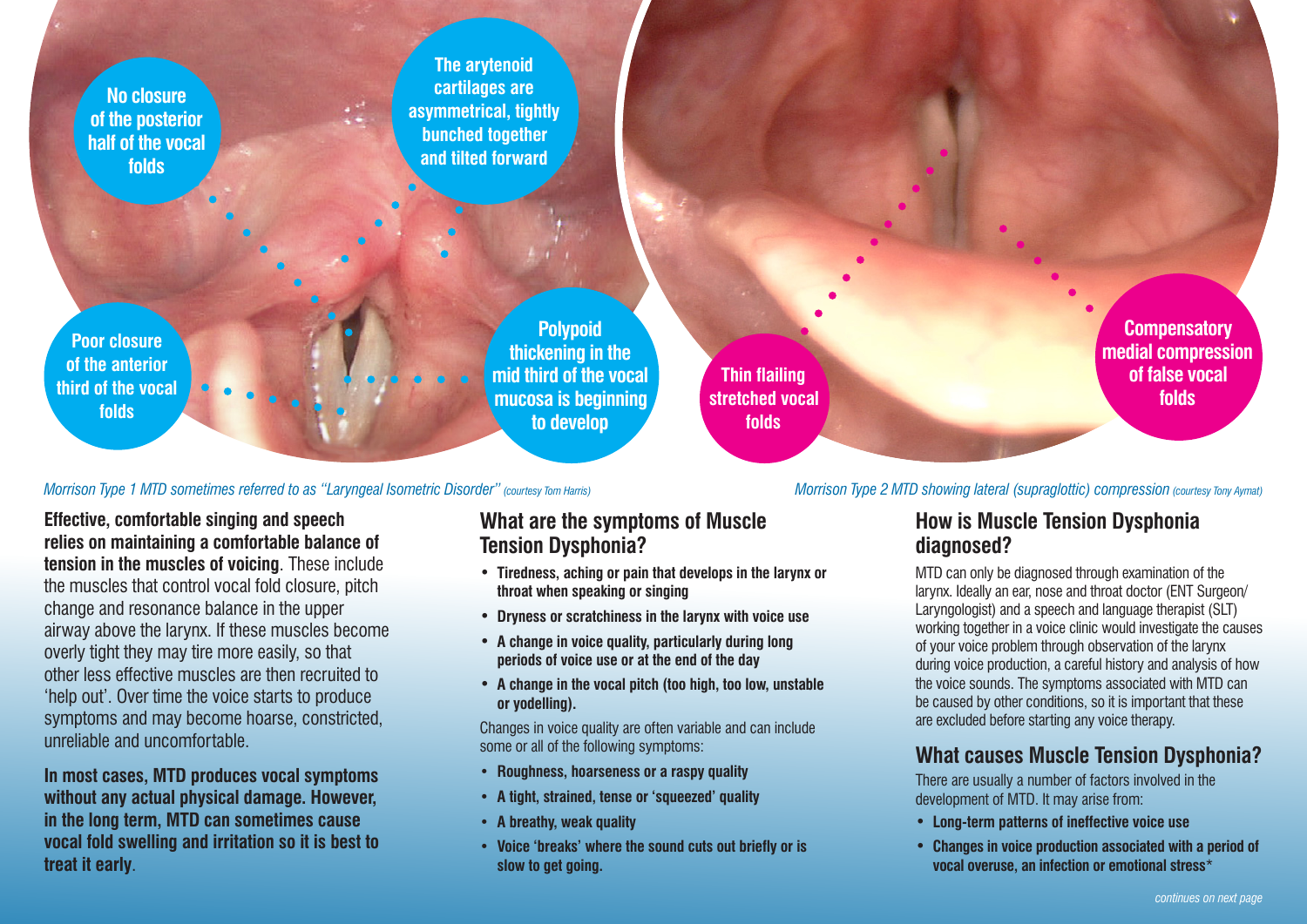No closure of the posterior half of the vocal folds

The arytenoid cartilages are asymmetrical, tightly bunched together and tilted forward

Poor closure of the anterior third of the vocal folds

Polypoid thickening in the mid third of the vocal mucosa is beginning to develop

*Morrison Type 1 MTD sometimes referred to as "Laryngeal Isometric Disorder" (courtesy Tom Harris)*

Thin flailing stretched vocal folds

Compensatory medial compression of false vocal folds

*Morrison Type 2 MTD showing lateral (supraglottic) compression (courtesy Tony Aymat)*

**Effective, comfortable singing and speech relies on maintaining a comfortable balance of tension in the muscles of voicing**. These include the muscles that control vocal fold closure, pitch change and resonance balance in the upper airway above the larynx. If these muscles become overly tight they may tire more easily, so that other less effective muscles are then recruited to 'help out'. Over time the voice starts to produce symptoms and may become hoarse, constricted, unreliable and uncomfortable.

**In most cases, MTD produces vocal symptoms without any actual physical damage. However, in the long term, MTD can sometimes cause vocal fold swelling and irritation so it is best to treat it early**.

## What are the symptoms of Muscle Tension Dysphonia?

- **Tiredness, aching or pain that develops in the larynx or throat when speaking or singing**
- **Dryness or scratchiness in the larynx with voice use**
- **A change in voice quality, particularly during long periods of voice use or at the end of the day**
- **A change in the vocal pitch (too high, too low, unstable or yodelling).**

Changes in voice quality are often variable and can include some or all of the following symptoms:

- **Roughness, hoarseness or a raspy quality**
- **A tight, strained, tense or 'squeezed' quality**
- **A breathy, weak quality**
- **Voice 'breaks' where the sound cuts out briefly or is slow to get going.**

## How is Muscle Tension Dysphonia diagnosed?

MTD can only be diagnosed through examination of the larynx. Ideally an ear, nose and throat doctor (ENT Surgeon/ Laryngologist) and a speech and language therapist (SLT) working together in a voice clinic would investigate the causes of your voice problem through observation of the larynx during voice production, a careful history and analysis of how the voice sounds. The symptoms associated with MTD can be caused by other conditions, so it is important that these are excluded before starting any voice therapy.

## What causes Muscle Tension Dysphonia?

There are usually a number of factors involved in the development of MTD. It may arise from:

- **Long-term patterns of ineffective voice use**
- **Changes in voice production associated with a period of vocal overuse, an infection or emotional stress***

*continues on next page*